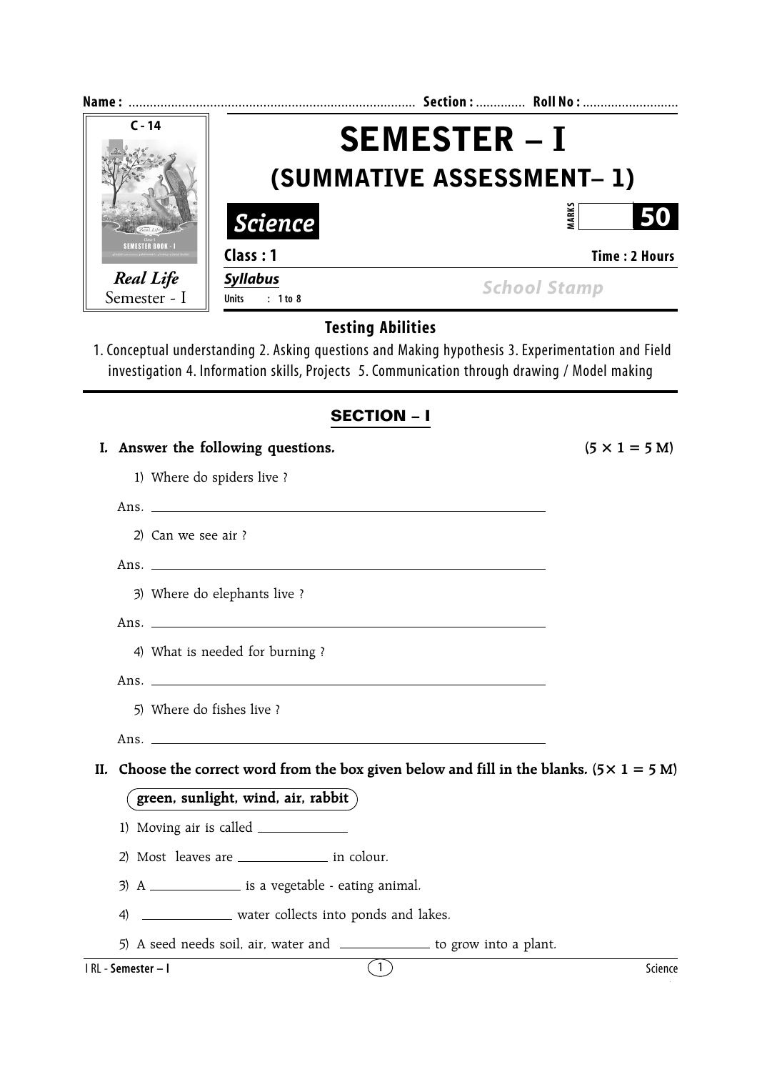Name : ................................................................................ Section : ............. Roll No : ..........................

C - 14

Real Life
Semester - I

# SEMESTER – I
## (SUMMATIVE ASSESSMENT– 1)

**Science** MARKS **50**

**Class : 1** **Time : 2 Hours**

***Syllabus***
**Units : 1 to 8**

School Stamp

### Testing Abilities

1. Conceptual understanding 2. Asking questions and Making hypothesis 3. Experimentation and Field investigation 4. Information skills, Projects 5. Communication through drawing / Model making

## SECTION – I

**I. Answer the following questions.** **(5 × 1 = 5 M)**

1) Where do spiders live ?

Ans. ______________________________

2) Can we see air ?

Ans. ______________________________

3) Where do elephants live ?

Ans. ______________________________

4) What is needed for burning ?

Ans. ______________________________

5) Where do fishes live ?

Ans. ______________________________

**II. Choose the correct word from the box given below and fill in the blanks. (5× 1 = 5 M)**

**green, sunlight, wind, air, rabbit**

1) Moving air is called ____________

2) Most leaves are ____________ in colour.

3) A ____________ is a vegetable - eating animal.

4) ____________ water collects into ponds and lakes.

5) A seed needs soil, air, water and ____________ to grow into a plant.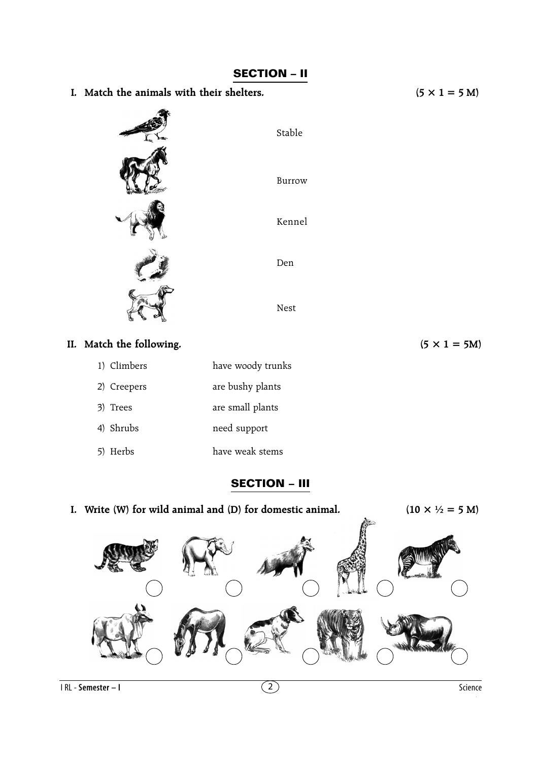## SECTION – II

**I. Match the animals with their shelters.** **(5 × 1 = 5 M)**

Stable

Burrow

Kennel

Den

Nest

**II. Match the following.** **(5 × 1 = 5M)**

| | |
|---|---|
| 1) Climbers | have woody trunks |
| 2) Creepers | are bushy plants |
| 3) Trees | are small plants |
| 4) Shrubs | need support |
| 5) Herbs | have weak stems |

## SECTION – III

**I. Write (W) for wild animal and (D) for domestic animal.** **(10 × ½ = 5 M)**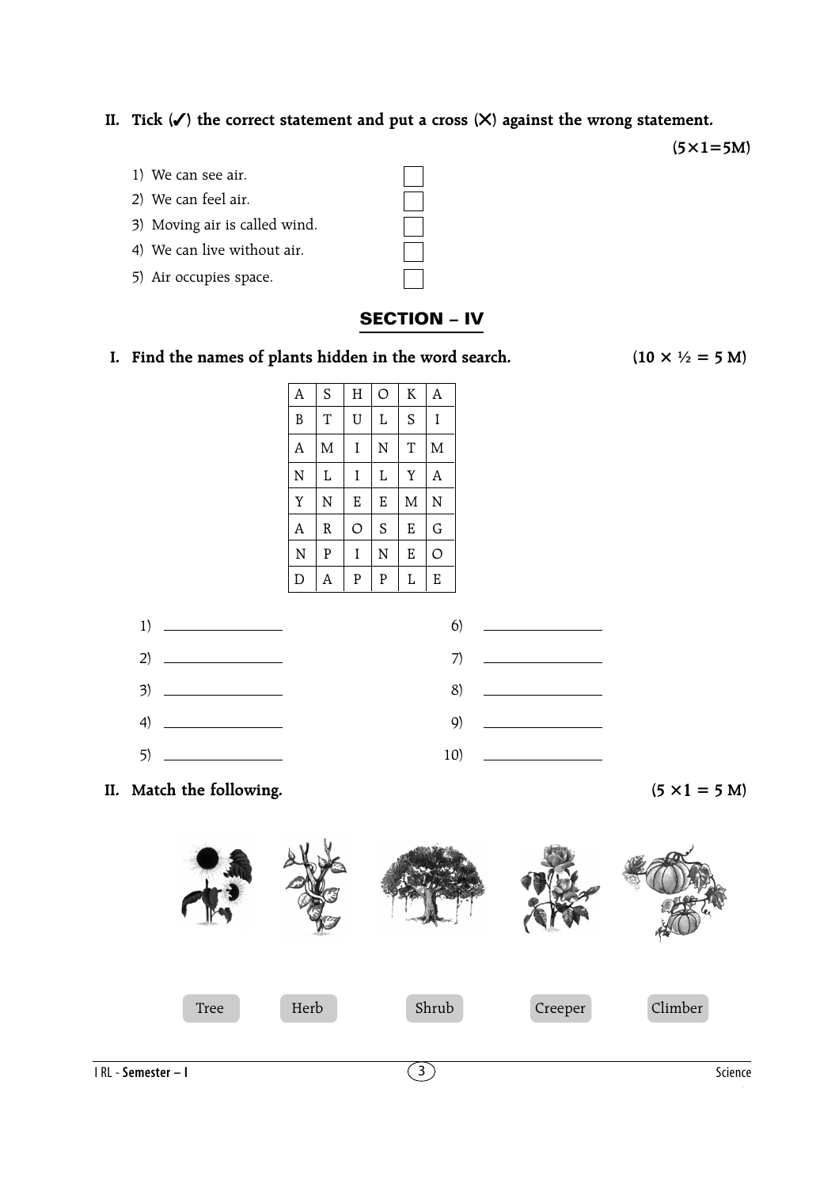**II. Tick (✓) the correct statement and put a cross (✗) against the wrong statement.**

**(5×1=5M)**

1) We can see air. ☐
2) We can feel air. ☐
3) Moving air is called wind. ☐
4) We can live without air. ☐
5) Air occupies space. ☐

## SECTION – IV

**I. Find the names of plants hidden in the word search.** **(10 × ½ = 5 M)**

| A | S | H | O | K | A |
|---|---|---|---|---|---|
| B | T | U | L | S | I |
| A | M | I | N | T | M |
| N | L | I | L | Y | A |
| Y | N | E | E | M | N |
| A | R | O | S | E | G |
| N | P | I | N | E | O |
| D | A | P | P | L | E |

1) ______________ 6) ______________

2) ______________ 7) ______________

3) ______________ 8) ______________

4) ______________ 9) ______________

5) ______________ 10) ______________

**II. Match the following.** **(5 ×1 = 5 M)**

Tree Herb Shrub Creeper Climber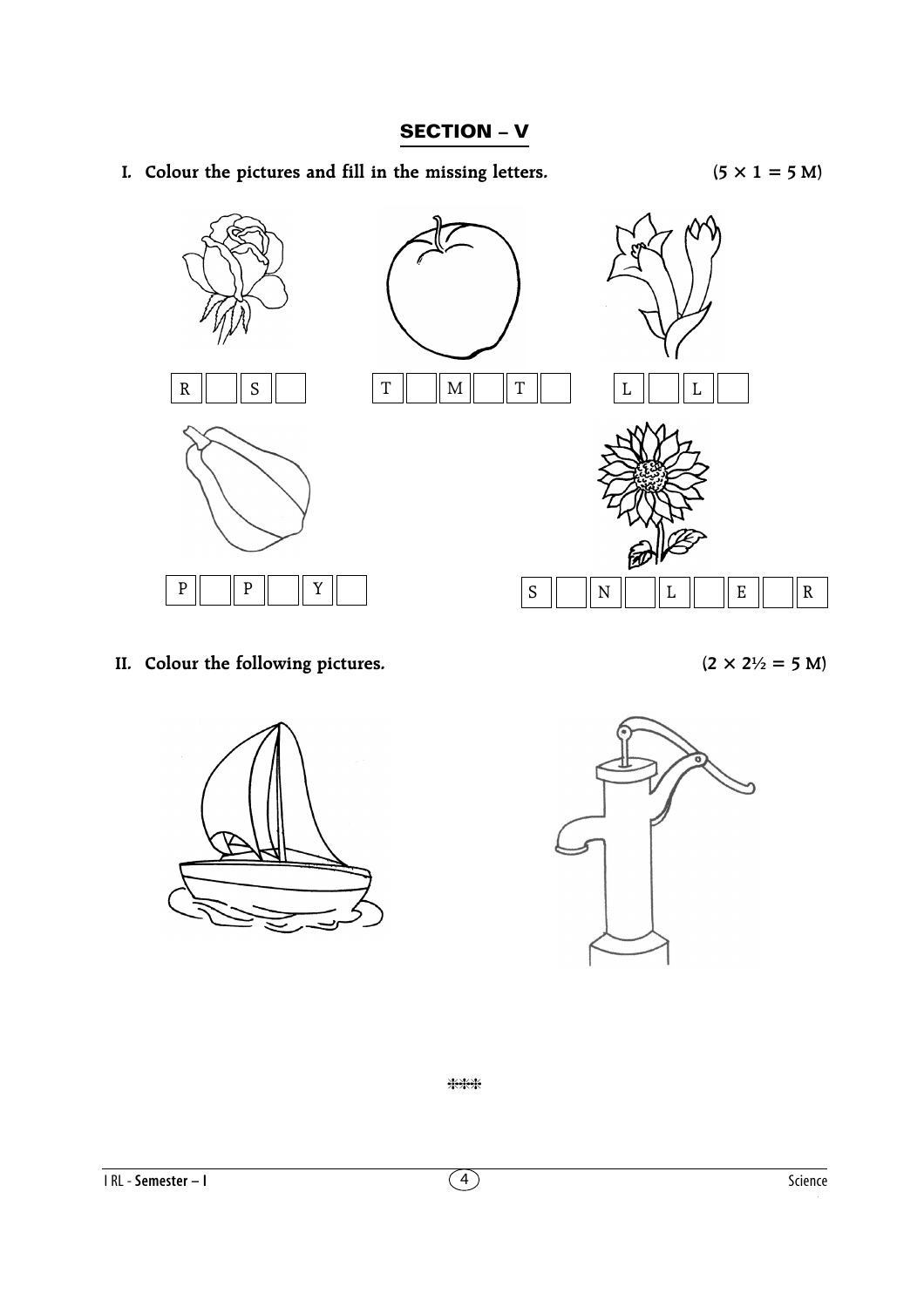## SECTION – V

**I. Colour the pictures and fill in the missing letters.** **(5 × 1 = 5 M)**

R _ S _

T _ M _ T _

L _ L _

P _ P _ Y _

S _ N _ L _ E _ R

**II. Colour the following pictures.** **(2 × 2½ = 5 M)**

\*\*\*